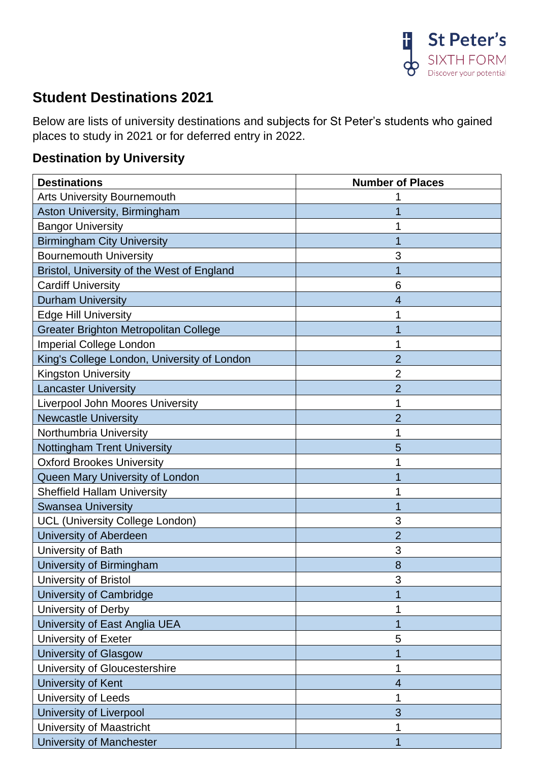St Peter's SIXTH FORM
Discover your potential

## Student Destinations 2021

Below are lists of university destinations and subjects for St Peter's students who gained places to study in 2021 or for deferred entry in 2022.

### Destination by University

| Destinations | Number of Places |
|---|---|
| Arts University Bournemouth | 1 |
| Aston University, Birmingham | 1 |
| Bangor University | 1 |
| Birmingham City University | 1 |
| Bournemouth University | 3 |
| Bristol, University of the West of England | 1 |
| Cardiff University | 6 |
| Durham University | 4 |
| Edge Hill University | 1 |
| Greater Brighton Metropolitan College | 1 |
| Imperial College London | 1 |
| King's College London, University of London | 2 |
| Kingston University | 2 |
| Lancaster University | 2 |
| Liverpool John Moores University | 1 |
| Newcastle University | 2 |
| Northumbria University | 1 |
| Nottingham Trent University | 5 |
| Oxford Brookes University | 1 |
| Queen Mary University of London | 1 |
| Sheffield Hallam University | 1 |
| Swansea University | 1 |
| UCL (University College London) | 3 |
| University of Aberdeen | 2 |
| University of Bath | 3 |
| University of Birmingham | 8 |
| University of Bristol | 3 |
| University of Cambridge | 1 |
| University of Derby | 1 |
| University of East Anglia UEA | 1 |
| University of Exeter | 5 |
| University of Glasgow | 1 |
| University of Gloucestershire | 1 |
| University of Kent | 4 |
| University of Leeds | 1 |
| University of Liverpool | 3 |
| University of Maastricht | 1 |
| University of Manchester | 1 |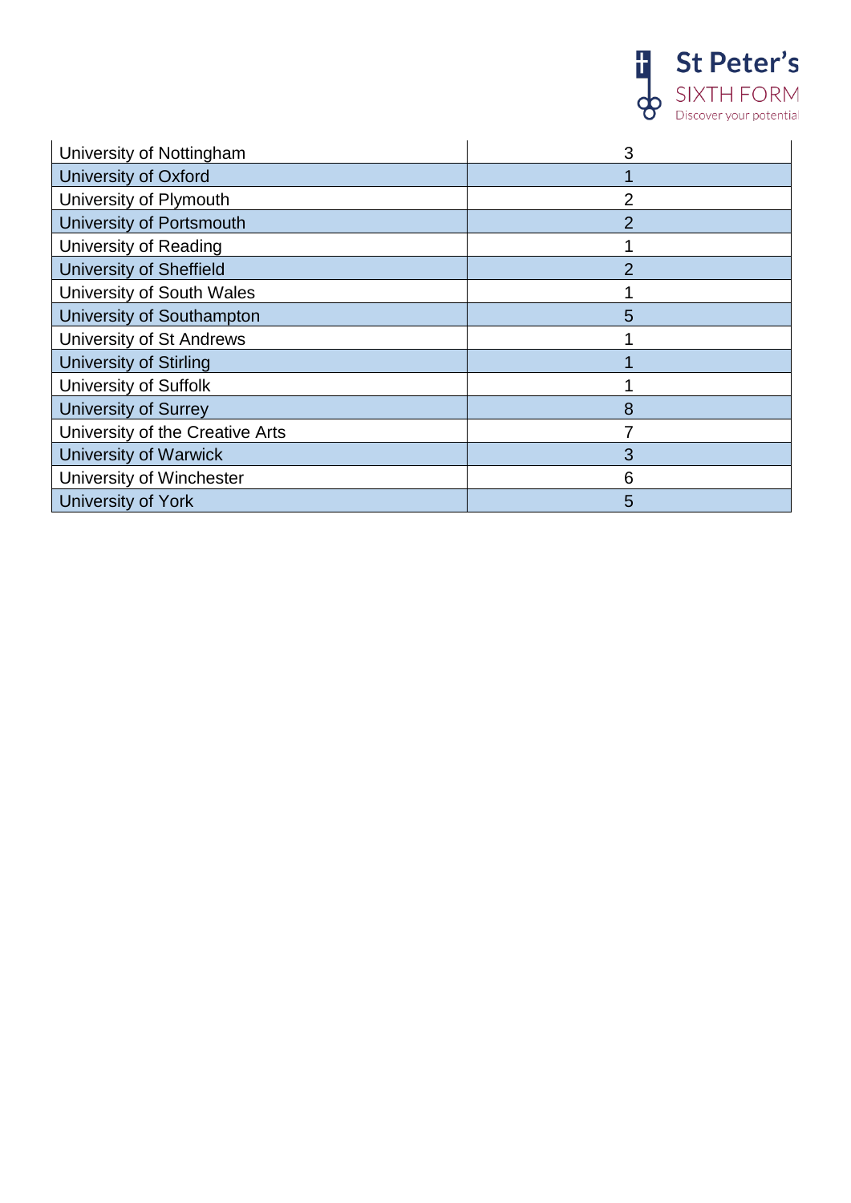| University of Nottingham | 3 |
|---|---|
| University of Oxford | 1 |
| University of Plymouth | 2 |
| University of Portsmouth | 2 |
| University of Reading | 1 |
| University of Sheffield | 2 |
| University of South Wales | 1 |
| University of Southampton | 5 |
| University of St Andrews | 1 |
| University of Stirling | 1 |
| University of Suffolk | 1 |
| University of Surrey | 8 |
| University of the Creative Arts | 7 |
| University of Warwick | 3 |
| University of Winchester | 6 |
| University of York | 5 |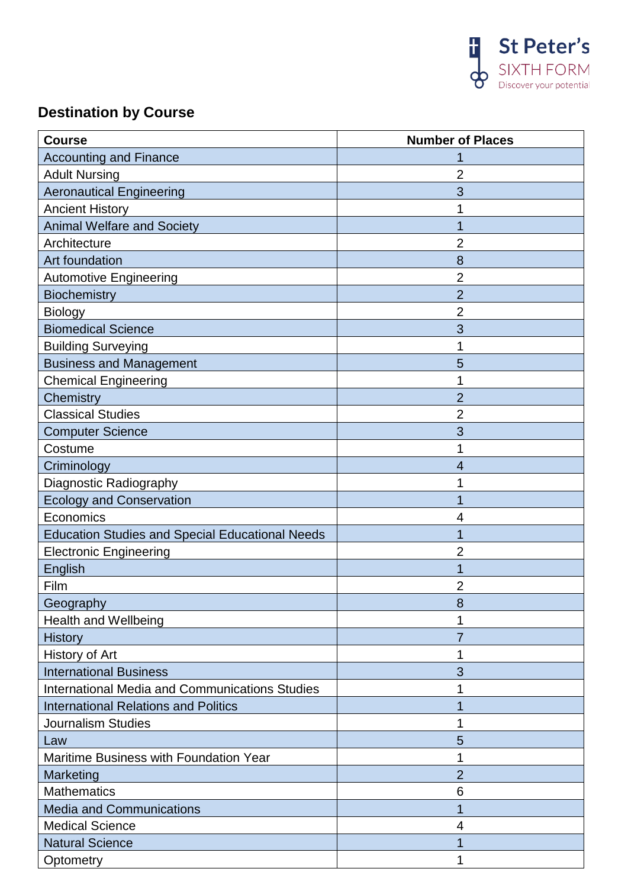## Destination by Course

| Course | Number of Places |
|---|---|
| Accounting and Finance | 1 |
| Adult Nursing | 2 |
| Aeronautical Engineering | 3 |
| Ancient History | 1 |
| Animal Welfare and Society | 1 |
| Architecture | 2 |
| Art foundation | 8 |
| Automotive Engineering | 2 |
| Biochemistry | 2 |
| Biology | 2 |
| Biomedical Science | 3 |
| Building Surveying | 1 |
| Business and Management | 5 |
| Chemical Engineering | 1 |
| Chemistry | 2 |
| Classical Studies | 2 |
| Computer Science | 3 |
| Costume | 1 |
| Criminology | 4 |
| Diagnostic Radiography | 1 |
| Ecology and Conservation | 1 |
| Economics | 4 |
| Education Studies and Special Educational Needs | 1 |
| Electronic Engineering | 2 |
| English | 1 |
| Film | 2 |
| Geography | 8 |
| Health and Wellbeing | 1 |
| History | 7 |
| History of Art | 1 |
| International Business | 3 |
| International Media and Communications Studies | 1 |
| International Relations and Politics | 1 |
| Journalism Studies | 1 |
| Law | 5 |
| Maritime Business with Foundation Year | 1 |
| Marketing | 2 |
| Mathematics | 6 |
| Media and Communications | 1 |
| Medical Science | 4 |
| Natural Science | 1 |
| Optometry | 1 |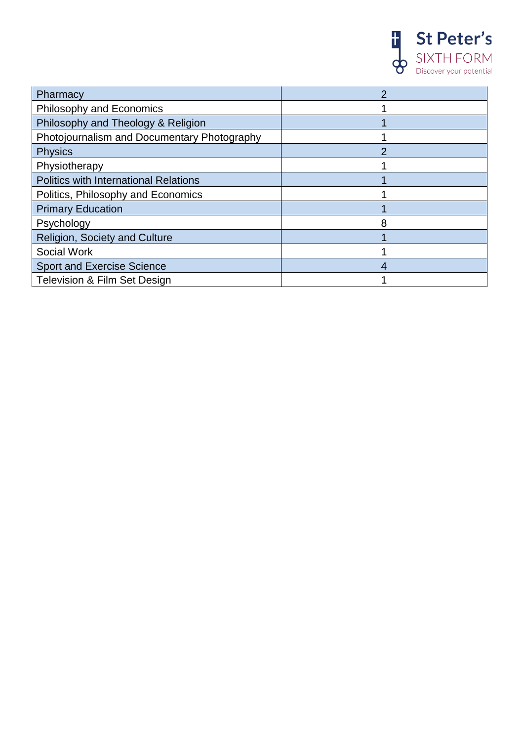| | |
|---|---|
| Pharmacy | 2 |
| Philosophy and Economics | 1 |
| Philosophy and Theology & Religion | 1 |
| Photojournalism and Documentary Photography | 1 |
| Physics | 2 |
| Physiotherapy | 1 |
| Politics with International Relations | 1 |
| Politics, Philosophy and Economics | 1 |
| Primary Education | 1 |
| Psychology | 8 |
| Religion, Society and Culture | 1 |
| Social Work | 1 |
| Sport and Exercise Science | 4 |
| Television & Film Set Design | 1 |